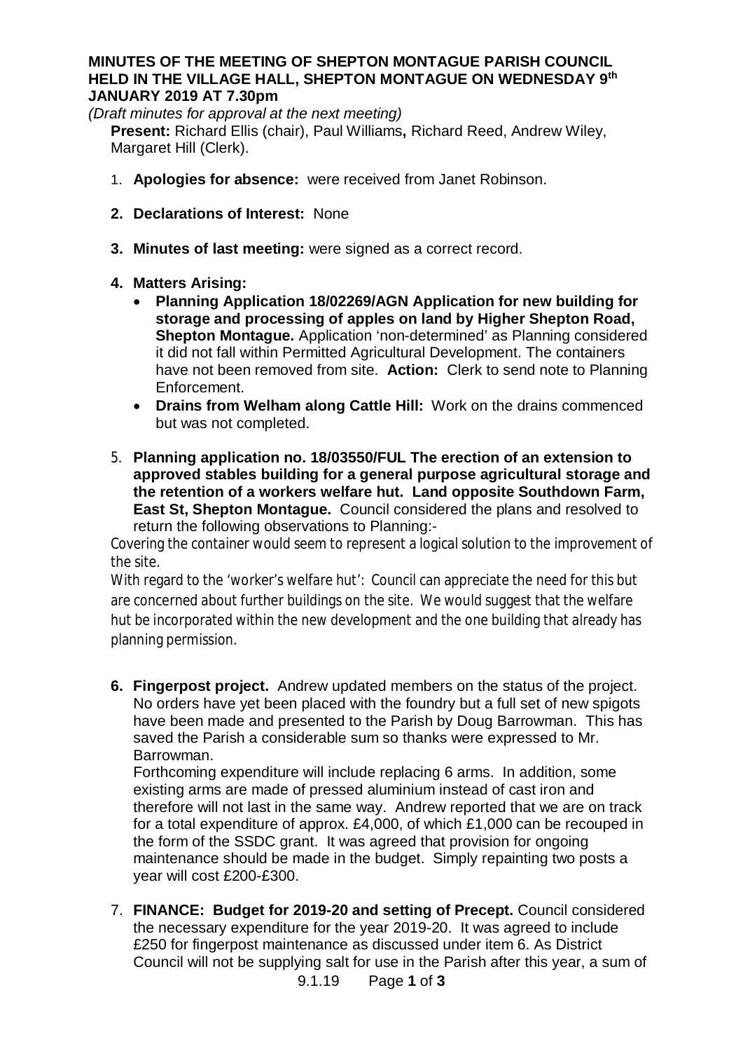**MINUTES OF THE MEETING OF SHEPTON MONTAGUE PARISH COUNCIL HELD IN THE VILLAGE HALL, SHEPTON MONTAGUE ON WEDNESDAY 9th JANUARY 2019 AT 7.30pm**

*(Draft minutes for approval at the next meeting)*

**Present:** Richard Ellis (chair), Paul Williams**,** Richard Reed, Andrew Wiley, Margaret Hill (Clerk).

1. **Apologies for absence:** were received from Janet Robinson.
2. **Declarations of Interest:** None
3. **Minutes of last meeting:** were signed as a correct record.
4. **Matters Arising:**
   - **Planning Application 18/02269/AGN Application for new building for storage and processing of apples on land by Higher Shepton Road, Shepton Montague.** Application 'non-determined' as Planning considered it did not fall within Permitted Agricultural Development. The containers have not been removed from site. **Action:** Clerk to send note to Planning Enforcement.
   - **Drains from Welham along Cattle Hill:** Work on the drains commenced but was not completed.
5. **Planning application no. 18/03550/FUL The erection of an extension to approved stables building for a general purpose agricultural storage and the retention of a workers welfare hut. Land opposite Southdown Farm, East St, Shepton Montague.** Council considered the plans and resolved to return the following observations to Planning:-

   Covering the container would seem to represent a logical solution to the improvement of the site.

   With regard to the 'worker's welfare hut': Council can appreciate the need for this but are concerned about further buildings on the site. We would suggest that the welfare hut be incorporated within the new development and the one building that already has planning permission.

6. **Fingerpost project.** Andrew updated members on the status of the project. No orders have yet been placed with the foundry but a full set of new spigots have been made and presented to the Parish by Doug Barrowman. This has saved the Parish a considerable sum so thanks were expressed to Mr. Barrowman.

   Forthcoming expenditure will include replacing 6 arms. In addition, some existing arms are made of pressed aluminium instead of cast iron and therefore will not last in the same way. Andrew reported that we are on track for a total expenditure of approx. £4,000, of which £1,000 can be recouped in the form of the SSDC grant. It was agreed that provision for ongoing maintenance should be made in the budget. Simply repainting two posts a year will cost £200-£300.

7. **FINANCE: Budget for 2019-20 and setting of Precept.** Council considered the necessary expenditure for the year 2019-20. It was agreed to include £250 for fingerpost maintenance as discussed under item 6. As District Council will not be supplying salt for use in the Parish after this year, a sum of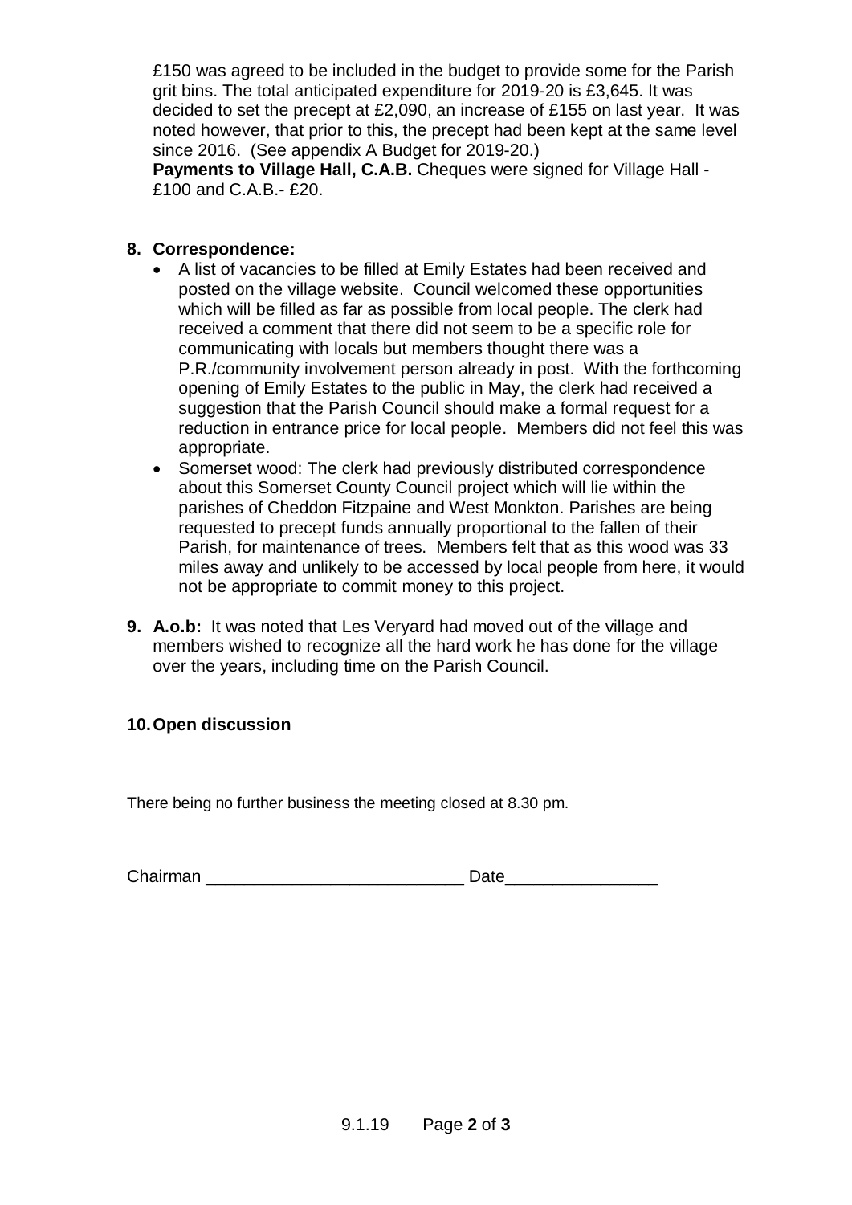£150 was agreed to be included in the budget to provide some for the Parish grit bins. The total anticipated expenditure for 2019-20 is £3,645. It was decided to set the precept at £2,090, an increase of £155 on last year. It was noted however, that prior to this, the precept had been kept at the same level since 2016. (See appendix A Budget for 2019-20.)

**Payments to Village Hall, C.A.B.** Cheques were signed for Village Hall - £100 and C.A.B.- £20.

**8. Correspondence:**

- A list of vacancies to be filled at Emily Estates had been received and posted on the village website. Council welcomed these opportunities which will be filled as far as possible from local people. The clerk had received a comment that there did not seem to be a specific role for communicating with locals but members thought there was a P.R./community involvement person already in post. With the forthcoming opening of Emily Estates to the public in May, the clerk had received a suggestion that the Parish Council should make a formal request for a reduction in entrance price for local people. Members did not feel this was appropriate.
- Somerset wood: The clerk had previously distributed correspondence about this Somerset County Council project which will lie within the parishes of Cheddon Fitzpaine and West Monkton. Parishes are being requested to precept funds annually proportional to the fallen of their Parish, for maintenance of trees. Members felt that as this wood was 33 miles away and unlikely to be accessed by local people from here, it would not be appropriate to commit money to this project.

**9. A.o.b:** It was noted that Les Veryard had moved out of the village and members wished to recognize all the hard work he has done for the village over the years, including time on the Parish Council.

**10. Open discussion**

There being no further business the meeting closed at 8.30 pm.

Chairman ___________________________ Date________________

9.1.19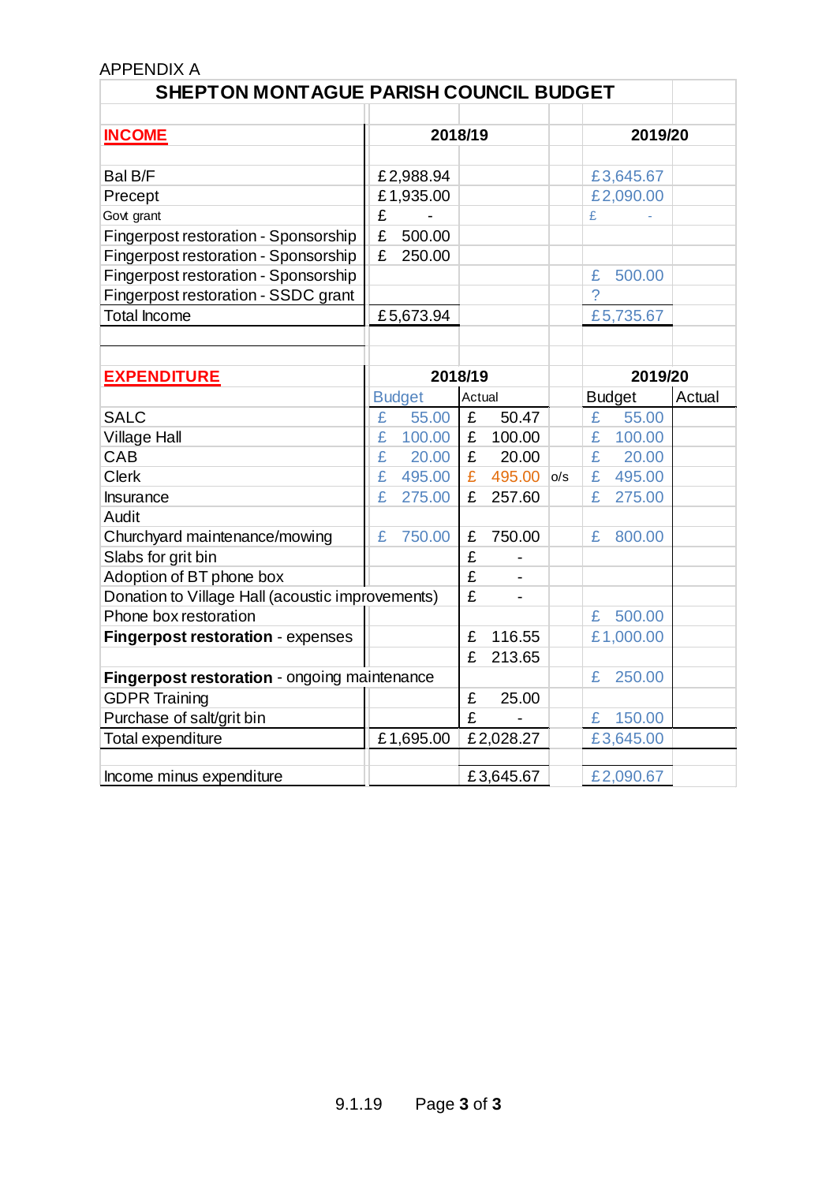APPENDIX A

# SHEPTON MONTAGUE PARISH COUNCIL BUDGET

| **INCOME** | 2018/19 | | | 2019/20 | |
|---|---|---|---|---|---|
| Bal B/F | £2,988.94 | | | £3,645.67 | |
| Precept | £1,935.00 | | | £2,090.00 | |
| Govt grant | £ - | | | £ - | |
| Fingerpost restoration - Sponsorship | £ 500.00 | | | | |
| Fingerpost restoration - Sponsorship | £ 250.00 | | | | |
| Fingerpost restoration - Sponsorship | | | | £ 500.00 | |
| Fingerpost restoration - SSDC grant | | | | ? | |
| Total Income | £5,673.94 | | | £5,735.67 | |

| **EXPENDITURE** | 2018/19 | | | 2019/20 | |
|---|---|---|---|---|---|
| | Budget | Actual | | Budget | Actual |
| SALC | £ 55.00 | £ 50.47 | | £ 55.00 | |
| Village Hall | £ 100.00 | £ 100.00 | | £ 100.00 | |
| CAB | £ 20.00 | £ 20.00 | | £ 20.00 | |
| Clerk | £ 495.00 | £ 495.00 | o/s | £ 495.00 | |
| Insurance | £ 275.00 | £ 257.60 | | £ 275.00 | |
| Audit | | | | | |
| Churchyard maintenance/mowing | £ 750.00 | £ 750.00 | | £ 800.00 | |
| Slabs for grit bin | | £ - | | | |
| Adoption of BT phone box | | £ - | | | |
| Donation to Village Hall (acoustic improvements) | | £ - | | | |
| Phone box restoration | | | | £ 500.00 | |
| **Fingerpost restoration** - expenses | | £ 116.55 | | £1,000.00 | |
| | | £ 213.65 | | | |
| **Fingerpost restoration** - ongoing maintenance | | | | £ 250.00 | |
| GDPR Training | | £ 25.00 | | | |
| Purchase of salt/grit bin | | £ - | | £ 150.00 | |
| Total expenditure | £1,695.00 | £2,028.27 | | £3,645.00 | |
| | | | | | |
| Income minus expenditure | | £3,645.67 | | £2,090.67 | |

9.1.19